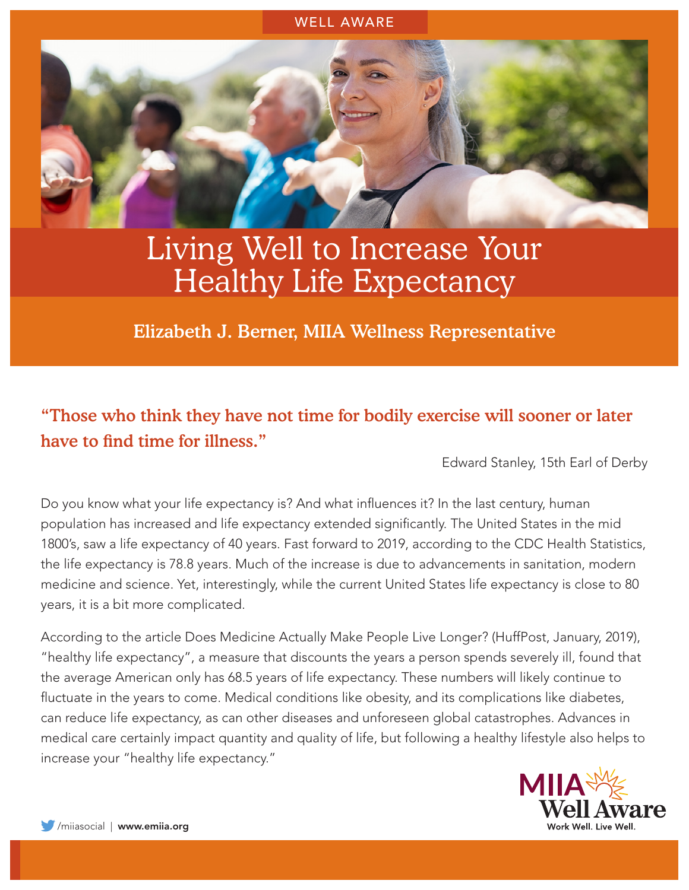WELL AWARE

# Living Well to Increase Your Healthy Life Expectancy

**Elizabeth J. Berner, MIIA Wellness Representative**

> **"Those who think they have not time for bodily exercise will sooner or later have to find time for illness."**
>
> Edward Stanley, 15th Earl of Derby

Do you know what your life expectancy is? And what influences it? In the last century, human population has increased and life expectancy extended significantly. The United States in the mid 1800's, saw a life expectancy of 40 years. Fast forward to 2019, according to the CDC Health Statistics, the life expectancy is 78.8 years. Much of the increase is due to advancements in sanitation, modern medicine and science. Yet, interestingly, while the current United States life expectancy is close to 80 years, it is a bit more complicated.

According to the article Does Medicine Actually Make People Live Longer? (HuffPost, January, 2019), "healthy life expectancy", a measure that discounts the years a person spends severely ill, found that the average American only has 68.5 years of life expectancy. These numbers will likely continue to fluctuate in the years to come. Medical conditions like obesity, and its complications like diabetes, can reduce life expectancy, as can other diseases and unforeseen global catastrophes. Advances in medical care certainly impact quantity and quality of life, but following a healthy lifestyle also helps to increase your "healthy life expectancy."

/miiasocial | **www.emiia.org**

MIIA Well Aware
Work Well. Live Well.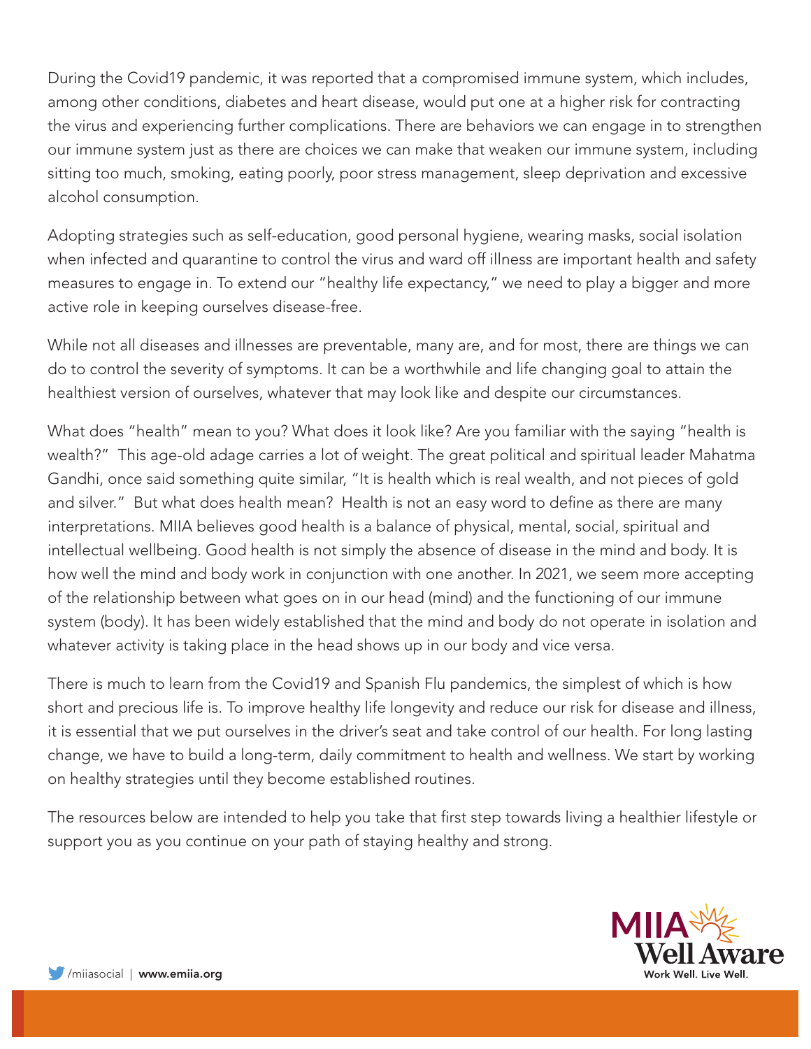During the Covid19 pandemic, it was reported that a compromised immune system, which includes, among other conditions, diabetes and heart disease, would put one at a higher risk for contracting the virus and experiencing further complications. There are behaviors we can engage in to strengthen our immune system just as there are choices we can make that weaken our immune system, including sitting too much, smoking, eating poorly, poor stress management, sleep deprivation and excessive alcohol consumption.

Adopting strategies such as self-education, good personal hygiene, wearing masks, social isolation when infected and quarantine to control the virus and ward off illness are important health and safety measures to engage in. To extend our "healthy life expectancy," we need to play a bigger and more active role in keeping ourselves disease-free.

While not all diseases and illnesses are preventable, many are, and for most, there are things we can do to control the severity of symptoms. It can be a worthwhile and life changing goal to attain the healthiest version of ourselves, whatever that may look like and despite our circumstances.

What does "health" mean to you? What does it look like? Are you familiar with the saying "health is wealth?" This age-old adage carries a lot of weight. The great political and spiritual leader Mahatma Gandhi, once said something quite similar, "It is health which is real wealth, and not pieces of gold and silver." But what does health mean? Health is not an easy word to define as there are many interpretations. MIIA believes good health is a balance of physical, mental, social, spiritual and intellectual wellbeing. Good health is not simply the absence of disease in the mind and body. It is how well the mind and body work in conjunction with one another. In 2021, we seem more accepting of the relationship between what goes on in our head (mind) and the functioning of our immune system (body). It has been widely established that the mind and body do not operate in isolation and whatever activity is taking place in the head shows up in our body and vice versa.

There is much to learn from the Covid19 and Spanish Flu pandemics, the simplest of which is how short and precious life is. To improve healthy life longevity and reduce our risk for disease and illness, it is essential that we put ourselves in the driver's seat and take control of our health. For long lasting change, we have to build a long-term, daily commitment to health and wellness. We start by working on healthy strategies until they become established routines.

The resources below are intended to help you take that first step towards living a healthier lifestyle or support you as you continue on your path of staying healthy and strong.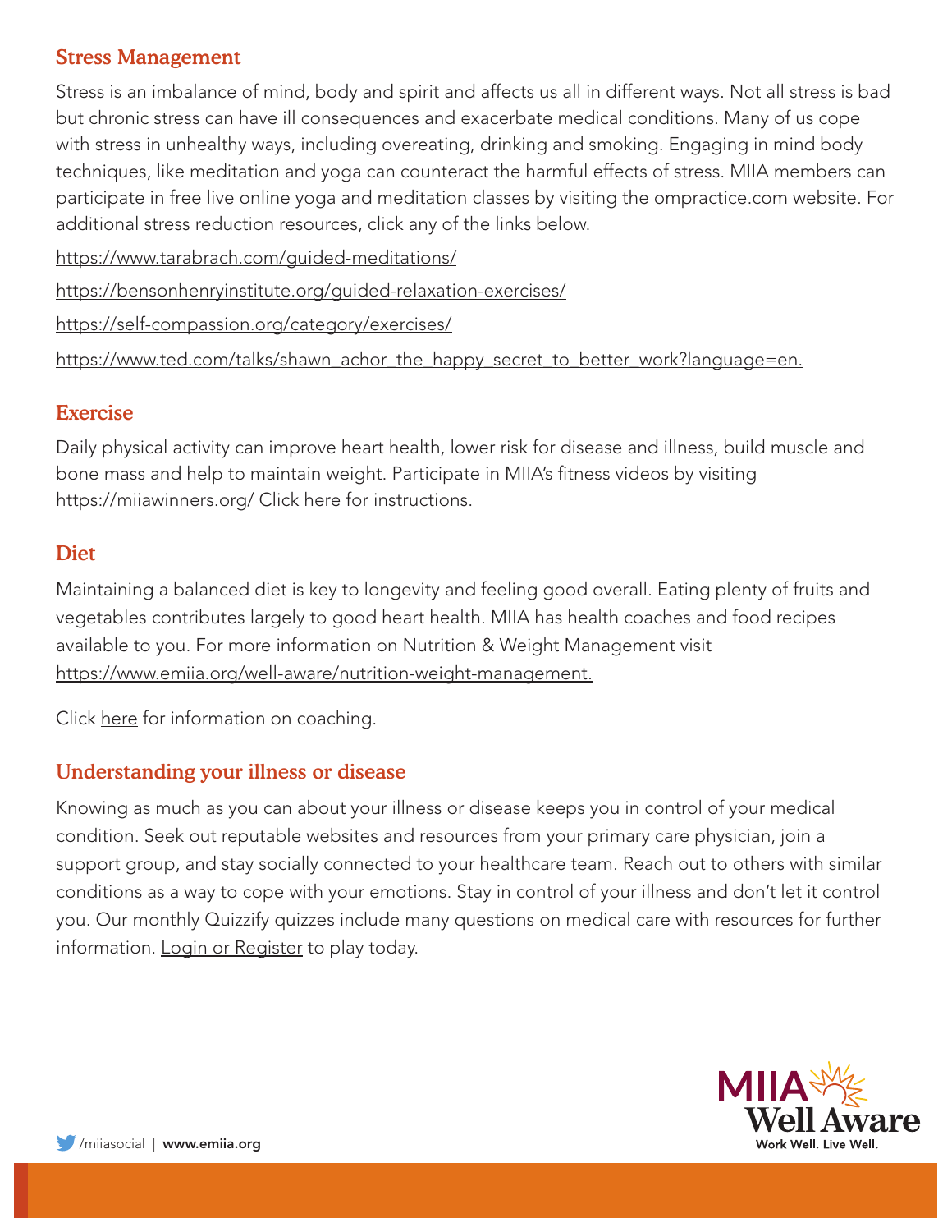## Stress Management

Stress is an imbalance of mind, body and spirit and affects us all in different ways. Not all stress is bad but chronic stress can have ill consequences and exacerbate medical conditions. Many of us cope with stress in unhealthy ways, including overeating, drinking and smoking. Engaging in mind body techniques, like meditation and yoga can counteract the harmful effects of stress. MIIA members can participate in free live online yoga and meditation classes by visiting the ompractice.com website. For additional stress reduction resources, click any of the links below.

https://www.tarabrach.com/guided-meditations/

https://bensonhenryinstitute.org/guided-relaxation-exercises/

https://self-compassion.org/category/exercises/

https://www.ted.com/talks/shawn_achor_the_happy_secret_to_better_work?language=en.

## Exercise

Daily physical activity can improve heart health, lower risk for disease and illness, build muscle and bone mass and help to maintain weight. Participate in MIIA's fitness videos by visiting https://miiawinners.org/ Click here for instructions.

## Diet

Maintaining a balanced diet is key to longevity and feeling good overall. Eating plenty of fruits and vegetables contributes largely to good heart health. MIIA has health coaches and food recipes available to you. For more information on Nutrition & Weight Management visit https://www.emiia.org/well-aware/nutrition-weight-management.

Click here for information on coaching.

## Understanding your illness or disease

Knowing as much as you can about your illness or disease keeps you in control of your medical condition. Seek out reputable websites and resources from your primary care physician, join a support group, and stay socially connected to your healthcare team. Reach out to others with similar conditions as a way to cope with your emotions. Stay in control of your illness and don't let it control you. Our monthly Quizzify quizzes include many questions on medical care with resources for further information. Login or Register to play today.

MIIA Well Aware
Work Well. Live Well.

/miiasocial | **www.emiia.org**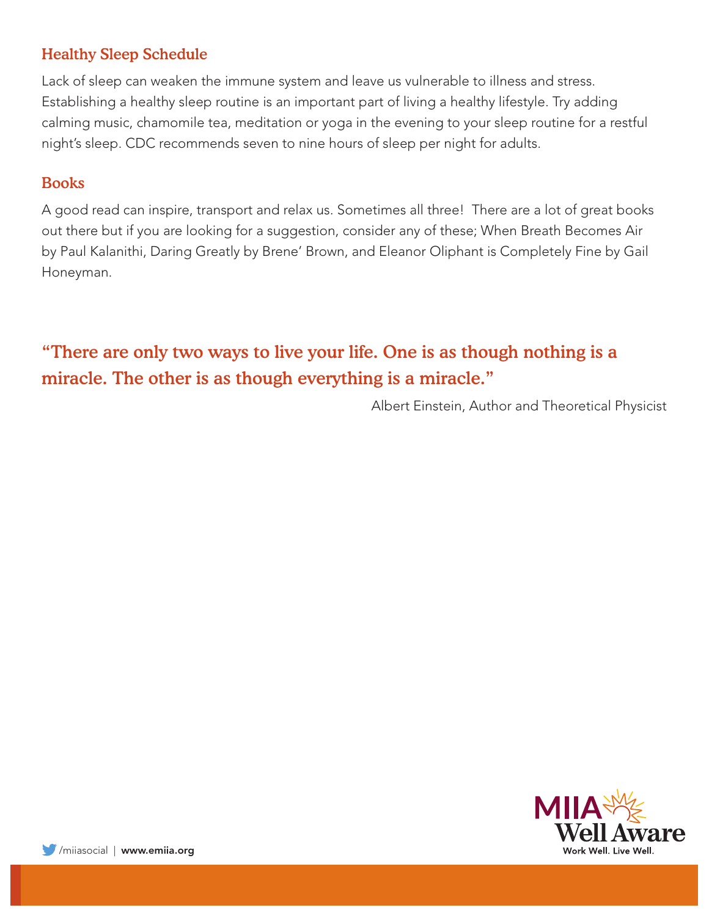## Healthy Sleep Schedule

Lack of sleep can weaken the immune system and leave us vulnerable to illness and stress. Establishing a healthy sleep routine is an important part of living a healthy lifestyle. Try adding calming music, chamomile tea, meditation or yoga in the evening to your sleep routine for a restful night's sleep. CDC recommends seven to nine hours of sleep per night for adults.

## Books

A good read can inspire, transport and relax us. Sometimes all three! There are a lot of great books out there but if you are looking for a suggestion, consider any of these; When Breath Becomes Air by Paul Kalanithi, Daring Greatly by Brene' Brown, and Eleanor Oliphant is Completely Fine by Gail Honeyman.

**"There are only two ways to live your life. One is as though nothing is a miracle. The other is as though everything is a miracle."**

Albert Einstein, Author and Theoretical Physicist

/miiasocial | **www.emiia.org**

MIIA Well Aware
Work Well. Live Well.